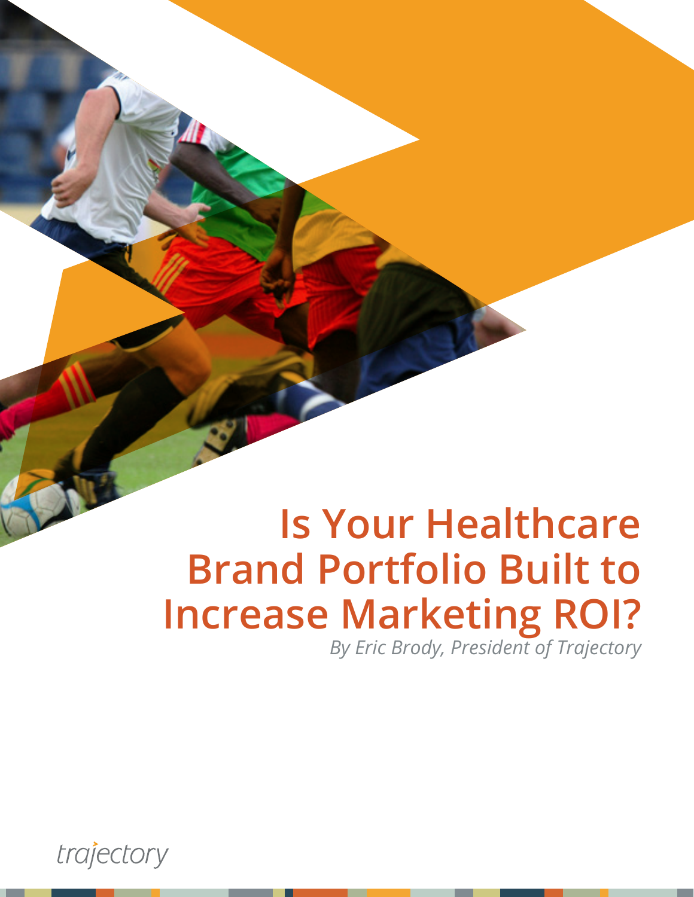# Is Your Healthcare Brand Portfolio Built to Increase Marketing ROI?

*By Eric Brody, President of Trajectory*

trajectory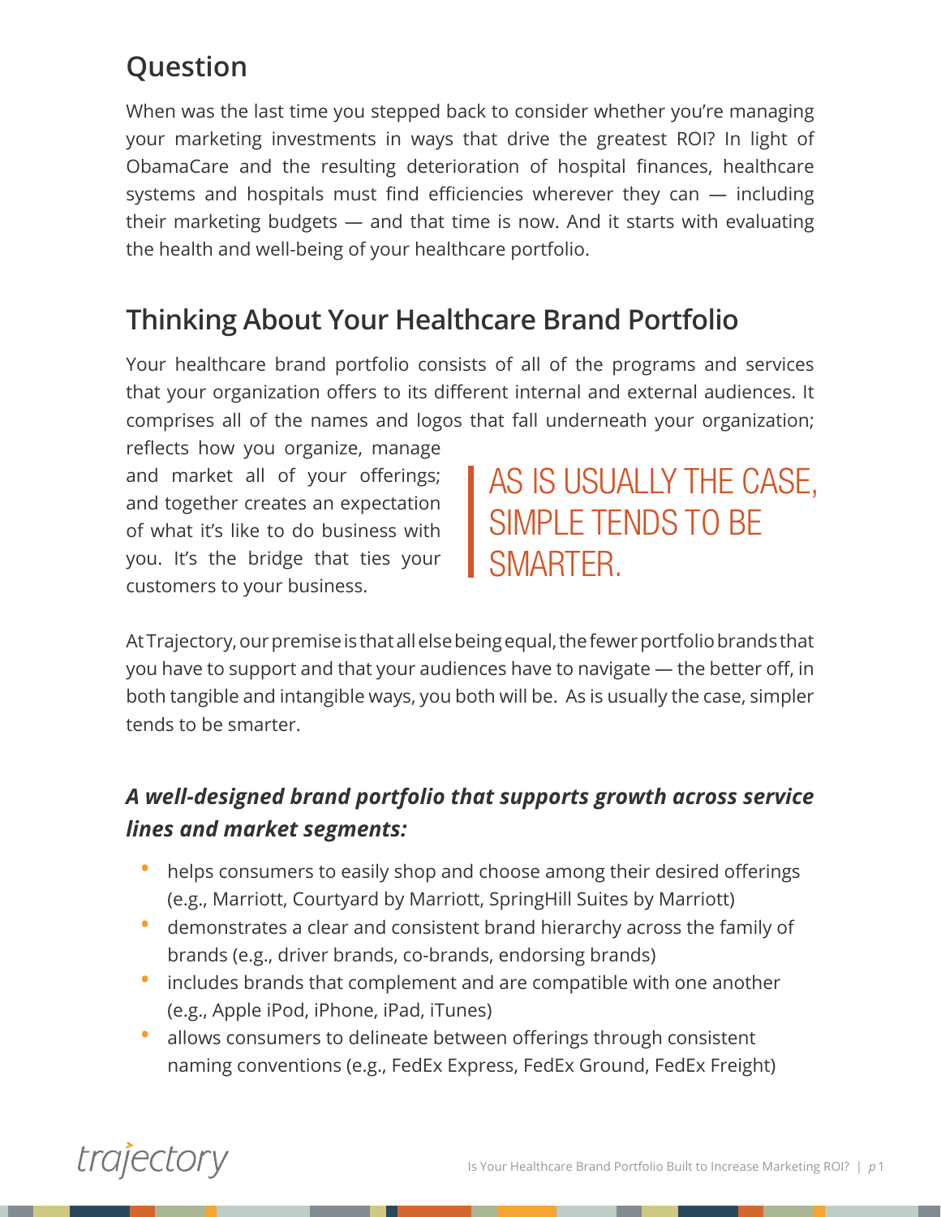## Question

When was the last time you stepped back to consider whether you're managing your marketing investments in ways that drive the greatest ROI? In light of ObamaCare and the resulting deterioration of hospital finances, healthcare systems and hospitals must find efficiencies wherever they can — including their marketing budgets — and that time is now. And it starts with evaluating the health and well-being of your healthcare portfolio.

## Thinking About Your Healthcare Brand Portfolio

Your healthcare brand portfolio consists of all of the programs and services that your organization offers to its different internal and external audiences. It comprises all of the names and logos that fall underneath your organization; reflects how you organize, manage and market all of your offerings; and together creates an expectation of what it's like to do business with you. It's the bridge that ties your customers to your business.

> AS IS USUALLY THE CASE, SIMPLE TENDS TO BE SMARTER.

At Trajectory, our premise is that all else being equal, the fewer portfolio brands that you have to support and that your audiences have to navigate — the better off, in both tangible and intangible ways, you both will be. As is usually the case, simpler tends to be smarter.

### *A well-designed brand portfolio that supports growth across service lines and market segments:*

- helps consumers to easily shop and choose among their desired offerings (e.g., Marriott, Courtyard by Marriott, SpringHill Suites by Marriott)
- demonstrates a clear and consistent brand hierarchy across the family of brands (e.g., driver brands, co-brands, endorsing brands)
- includes brands that complement and are compatible with one another (e.g., Apple iPod, iPhone, iPad, iTunes)
- allows consumers to delineate between offerings through consistent naming conventions (e.g., FedEx Express, FedEx Ground, FedEx Freight)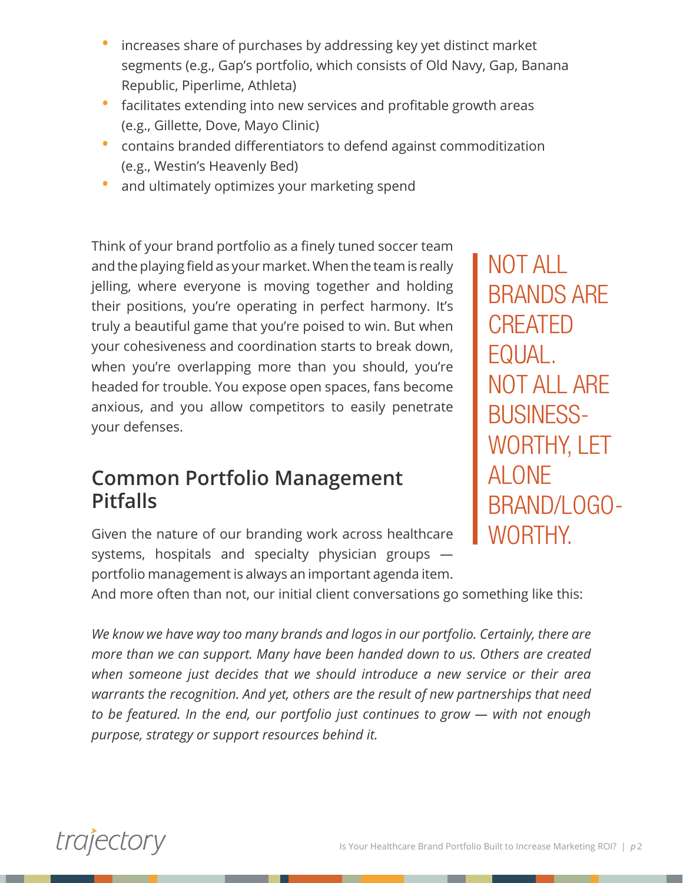- increases share of purchases by addressing key yet distinct market segments (e.g., Gap's portfolio, which consists of Old Navy, Gap, Banana Republic, Piperlime, Athleta)
- facilitates extending into new services and profitable growth areas (e.g., Gillette, Dove, Mayo Clinic)
- contains branded differentiators to defend against commoditization (e.g., Westin's Heavenly Bed)
- and ultimately optimizes your marketing spend

Think of your brand portfolio as a finely tuned soccer team and the playing field as your market. When the team is really jelling, where everyone is moving together and holding their positions, you're operating in perfect harmony. It's truly a beautiful game that you're poised to win. But when your cohesiveness and coordination starts to break down, when you're overlapping more than you should, you're headed for trouble. You expose open spaces, fans become anxious, and you allow competitors to easily penetrate your defenses.

> NOT ALL BRANDS ARE CREATED EQUAL. NOT ALL ARE BUSINESS-WORTHY, LET ALONE BRAND/LOGO-WORTHY.

## Common Portfolio Management Pitfalls

Given the nature of our branding work across healthcare systems, hospitals and specialty physician groups — portfolio management is always an important agenda item. And more often than not, our initial client conversations go something like this:

*We know we have way too many brands and logos in our portfolio. Certainly, there are more than we can support. Many have been handed down to us. Others are created when someone just decides that we should introduce a new service or their area warrants the recognition. And yet, others are the result of new partnerships that need to be featured. In the end, our portfolio just continues to grow — with not enough purpose, strategy or support resources behind it.*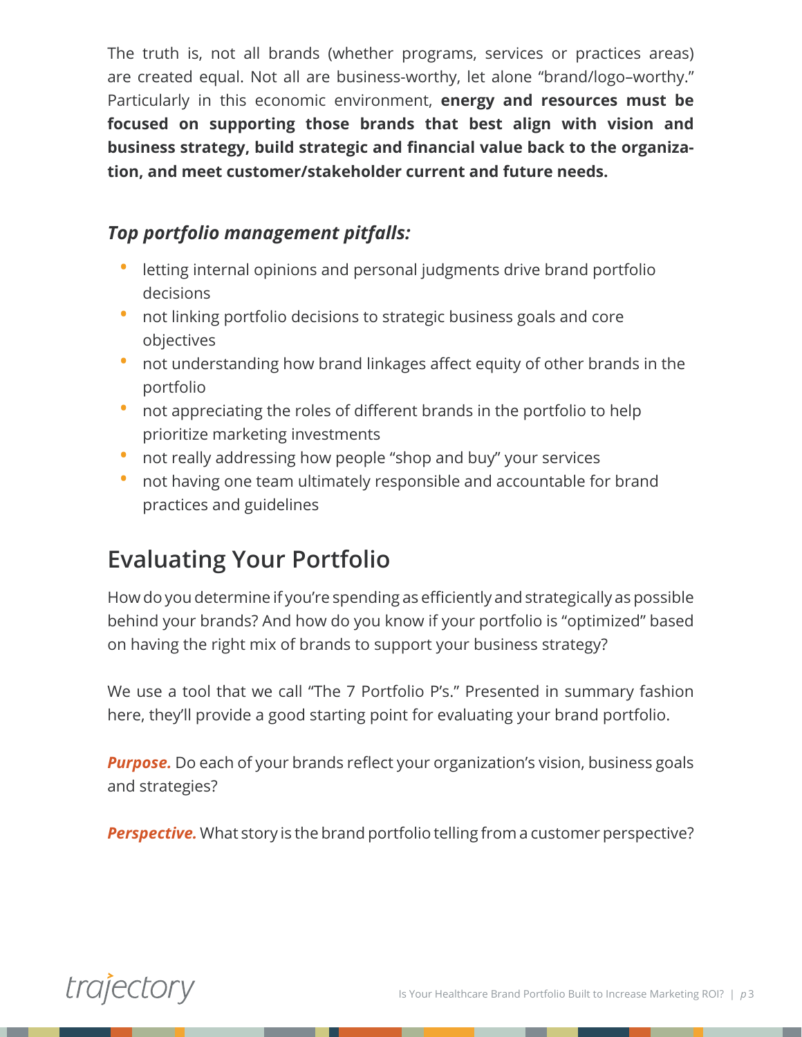The truth is, not all brands (whether programs, services or practices areas) are created equal. Not all are business-worthy, let alone "brand/logo–worthy." Particularly in this economic environment, **energy and resources must be focused on supporting those brands that best align with vision and business strategy, build strategic and financial value back to the organization, and meet customer/stakeholder current and future needs.**

### *Top portfolio management pitfalls:*

- letting internal opinions and personal judgments drive brand portfolio decisions
- not linking portfolio decisions to strategic business goals and core objectives
- not understanding how brand linkages affect equity of other brands in the portfolio
- not appreciating the roles of different brands in the portfolio to help prioritize marketing investments
- not really addressing how people "shop and buy" your services
- not having one team ultimately responsible and accountable for brand practices and guidelines

## Evaluating Your Portfolio

How do you determine if you're spending as efficiently and strategically as possible behind your brands? And how do you know if your portfolio is "optimized" based on having the right mix of brands to support your business strategy?

We use a tool that we call "The 7 Portfolio P's." Presented in summary fashion here, they'll provide a good starting point for evaluating your brand portfolio.

***Purpose.*** Do each of your brands reflect your organization's vision, business goals and strategies?

***Perspective.*** What story is the brand portfolio telling from a customer perspective?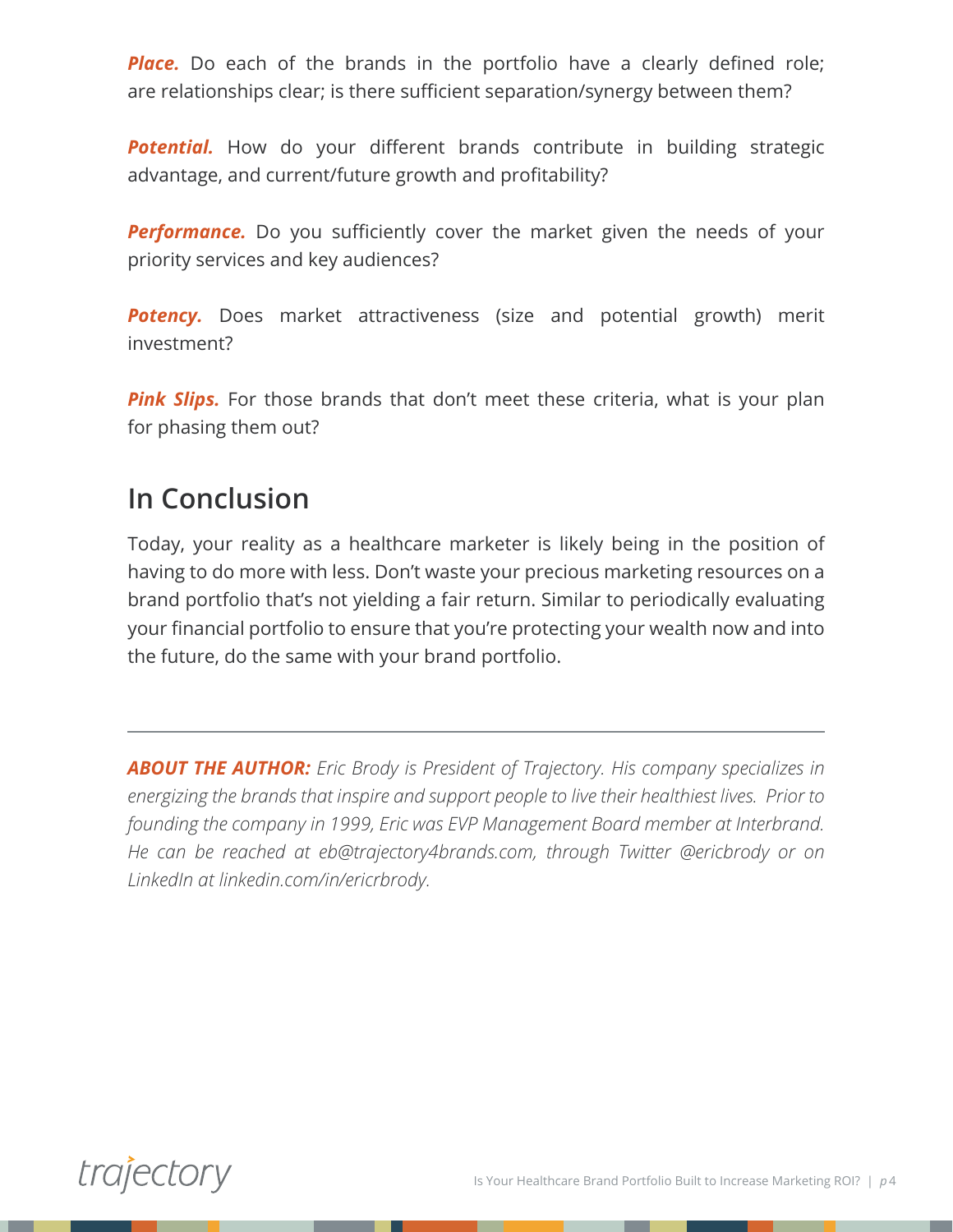***Place.*** Do each of the brands in the portfolio have a clearly defined role; are relationships clear; is there sufficient separation/synergy between them?

***Potential.*** How do your different brands contribute in building strategic advantage, and current/future growth and profitability?

***Performance.*** Do you sufficiently cover the market given the needs of your priority services and key audiences?

***Potency.*** Does market attractiveness (size and potential growth) merit investment?

***Pink Slips.*** For those brands that don't meet these criteria, what is your plan for phasing them out?

## In Conclusion

Today, your reality as a healthcare marketer is likely being in the position of having to do more with less. Don't waste your precious marketing resources on a brand portfolio that's not yielding a fair return. Similar to periodically evaluating your financial portfolio to ensure that you're protecting your wealth now and into the future, do the same with your brand portfolio.

---

***ABOUT THE AUTHOR:*** *Eric Brody is President of Trajectory. His company specializes in energizing the brands that inspire and support people to live their healthiest lives. Prior to founding the company in 1999, Eric was EVP Management Board member at Interbrand. He can be reached at eb@trajectory4brands.com, through Twitter @ericbrody or on LinkedIn at linkedin.com/in/ericrbrody.*